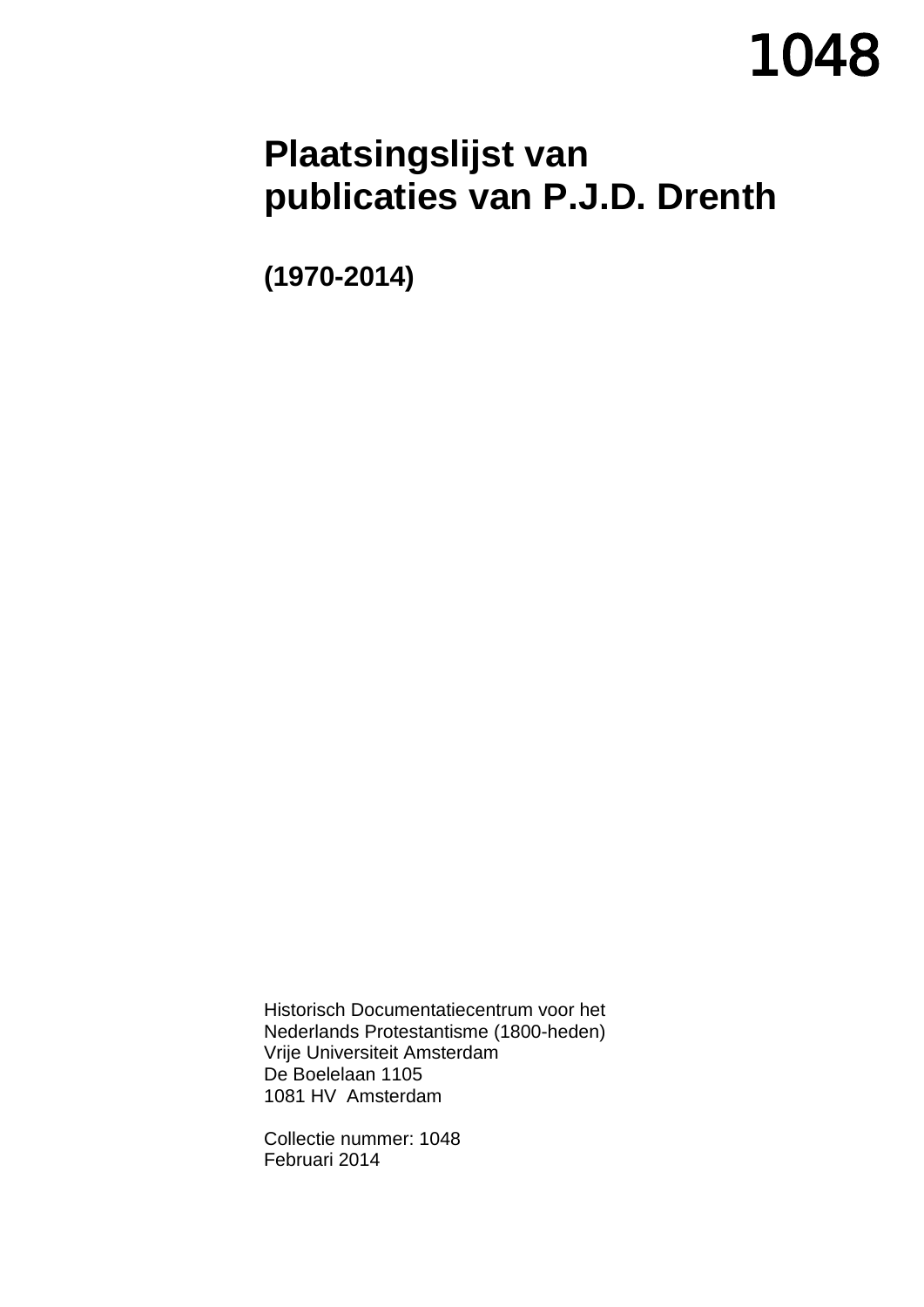1048

# Plaatsingslijst van publicaties van P.J.D. Drenth

**(1970-2014)**

Historisch Documentatiecentrum voor het
Nederlands Protestantisme (1800-heden)
Vrije Universiteit Amsterdam
De Boelelaan 1105
1081 HV Amsterdam

Collectie nummer: 1048
Februari 2014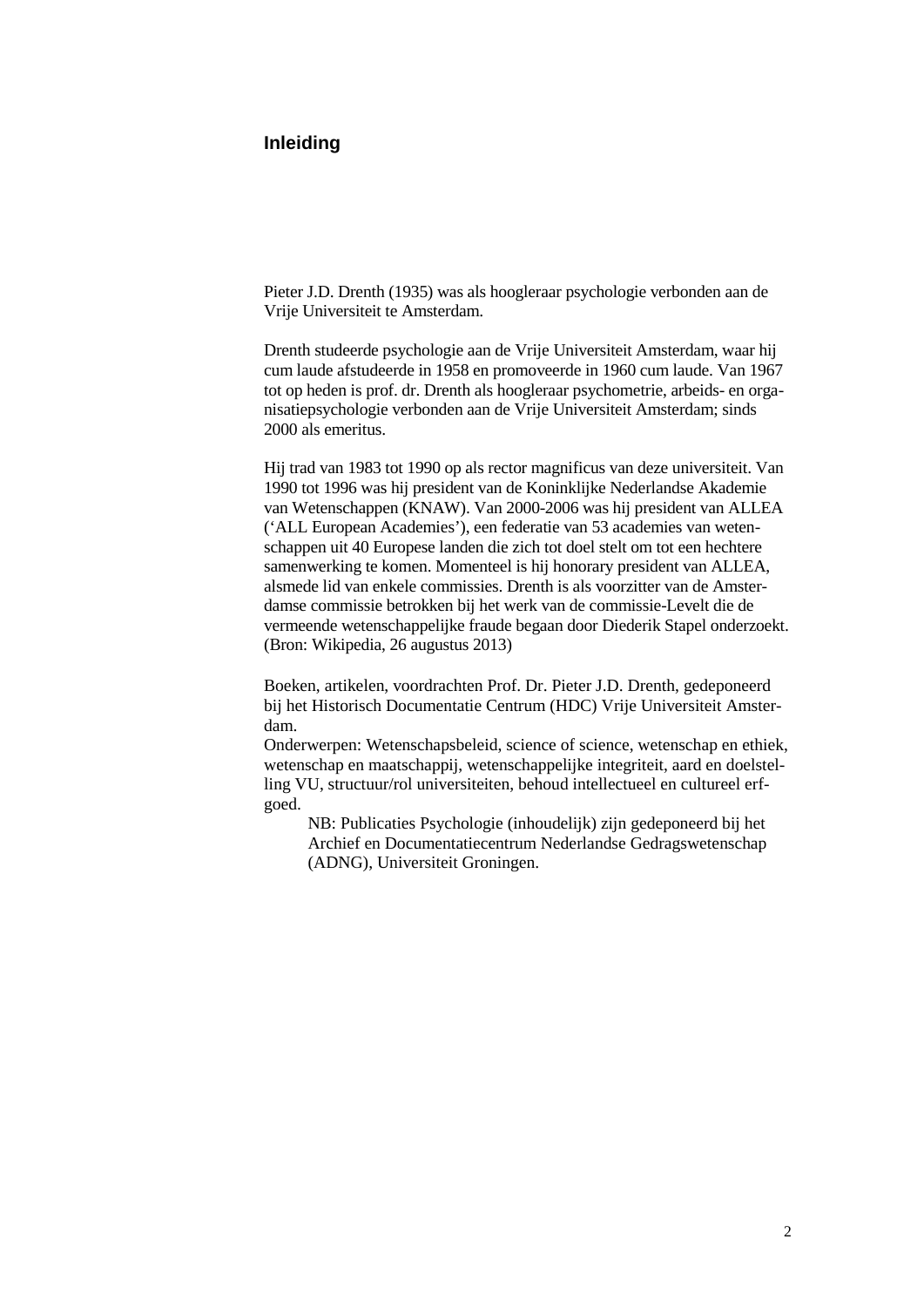## Inleiding

Pieter J.D. Drenth (1935) was als hoogleraar psychologie verbonden aan de Vrije Universiteit te Amsterdam.

Drenth studeerde psychologie aan de Vrije Universiteit Amsterdam, waar hij cum laude afstudeerde in 1958 en promoveerde in 1960 cum laude. Van 1967 tot op heden is prof. dr. Drenth als hoogleraar psychometrie, arbeids- en organisatiepsychologie verbonden aan de Vrije Universiteit Amsterdam; sinds 2000 als emeritus.

Hij trad van 1983 tot 1990 op als rector magnificus van deze universiteit. Van 1990 tot 1996 was hij president van de Koninklijke Nederlandse Akademie van Wetenschappen (KNAW). Van 2000-2006 was hij president van ALLEA ('ALL European Academies'), een federatie van 53 academies van wetenschappen uit 40 Europese landen die zich tot doel stelt om tot een hechtere samenwerking te komen. Momenteel is hij honorary president van ALLEA, alsmede lid van enkele commissies. Drenth is als voorzitter van de Amsterdamse commissie betrokken bij het werk van de commissie-Levelt die de vermeende wetenschappelijke fraude begaan door Diederik Stapel onderzoekt. (Bron: Wikipedia, 26 augustus 2013)

Boeken, artikelen, voordrachten Prof. Dr. Pieter J.D. Drenth, gedeponeerd bij het Historisch Documentatie Centrum (HDC) Vrije Universiteit Amsterdam.
Onderwerpen: Wetenschapsbeleid, science of science, wetenschap en ethiek, wetenschap en maatschappij, wetenschappelijke integriteit, aard en doelstelling VU, structuur/rol universiteiten, behoud intellectueel en cultureel erfgoed.

> NB: Publicaties Psychologie (inhoudelijk) zijn gedeponeerd bij het Archief en Documentatiecentrum Nederlandse Gedragswetenschap (ADNG), Universiteit Groningen.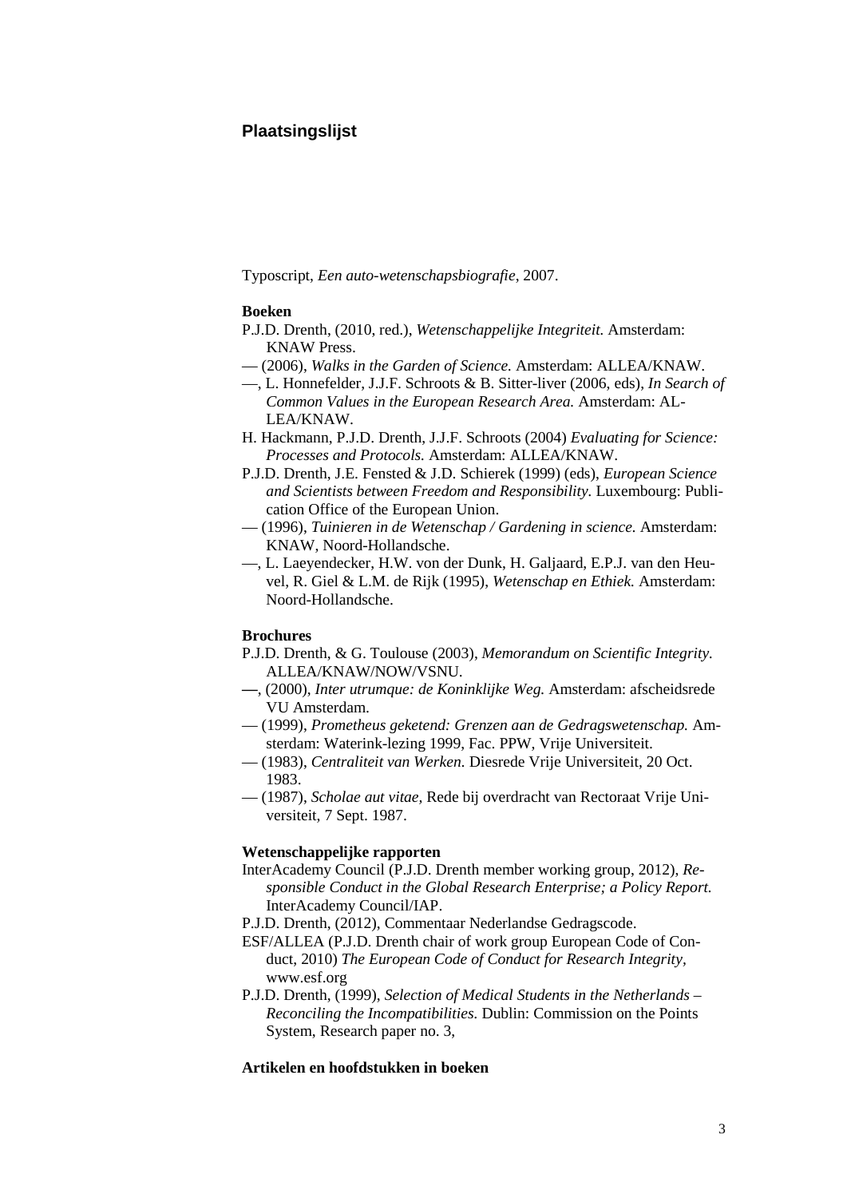## Plaatsingslijst

Typoscript, *Een auto-wetenschapsbiografie*, 2007.

**Boeken**

P.J.D. Drenth, (2010, red.), *Wetenschappelijke Integriteit.* Amsterdam: KNAW Press.

— (2006), *Walks in the Garden of Science.* Amsterdam: ALLEA/KNAW.

—, L. Honnefelder, J.J.F. Schroots & B. Sitter-liver (2006, eds), *In Search of Common Values in the European Research Area.* Amsterdam: ALLEA/KNAW.

H. Hackmann, P.J.D. Drenth, J.J.F. Schroots (2004) *Evaluating for Science: Processes and Protocols.* Amsterdam: ALLEA/KNAW.

P.J.D. Drenth, J.E. Fensted & J.D. Schierek (1999) (eds), *European Science and Scientists between Freedom and Responsibility.* Luxembourg: Publication Office of the European Union.

— (1996), *Tuinieren in de Wetenschap / Gardening in science.* Amsterdam: KNAW, Noord-Hollandsche.

—, L. Laeyendecker, H.W. von der Dunk, H. Galjaard, E.P.J. van den Heuvel, R. Giel & L.M. de Rijk (1995), *Wetenschap en Ethiek.* Amsterdam: Noord-Hollandsche.

**Brochures**

P.J.D. Drenth, & G. Toulouse (2003), *Memorandum on Scientific Integrity.* ALLEA/KNAW/NOW/VSNU.

—, (2000), *Inter utrumque: de Koninklijke Weg.* Amsterdam: afscheidsrede VU Amsterdam.

— (1999), *Prometheus geketend: Grenzen aan de Gedragswetenschap.* Amsterdam: Waterink-lezing 1999, Fac. PPW, Vrije Universiteit.

— (1983), *Centraliteit van Werken.* Diesrede Vrije Universiteit, 20 Oct. 1983.

— (1987), *Scholae aut vitae,* Rede bij overdracht van Rectoraat Vrije Universiteit, 7 Sept. 1987.

**Wetenschappelijke rapporten**

InterAcademy Council (P.J.D. Drenth member working group, 2012), *Responsible Conduct in the Global Research Enterprise; a Policy Report.* InterAcademy Council/IAP.

P.J.D. Drenth, (2012), Commentaar Nederlandse Gedragscode.

ESF/ALLEA (P.J.D. Drenth chair of work group European Code of Conduct, 2010) *The European Code of Conduct for Research Integrity,* www.esf.org

P.J.D. Drenth, (1999), *Selection of Medical Students in the Netherlands – Reconciling the Incompatibilities.* Dublin: Commission on the Points System, Research paper no. 3,

**Artikelen en hoofdstukken in boeken**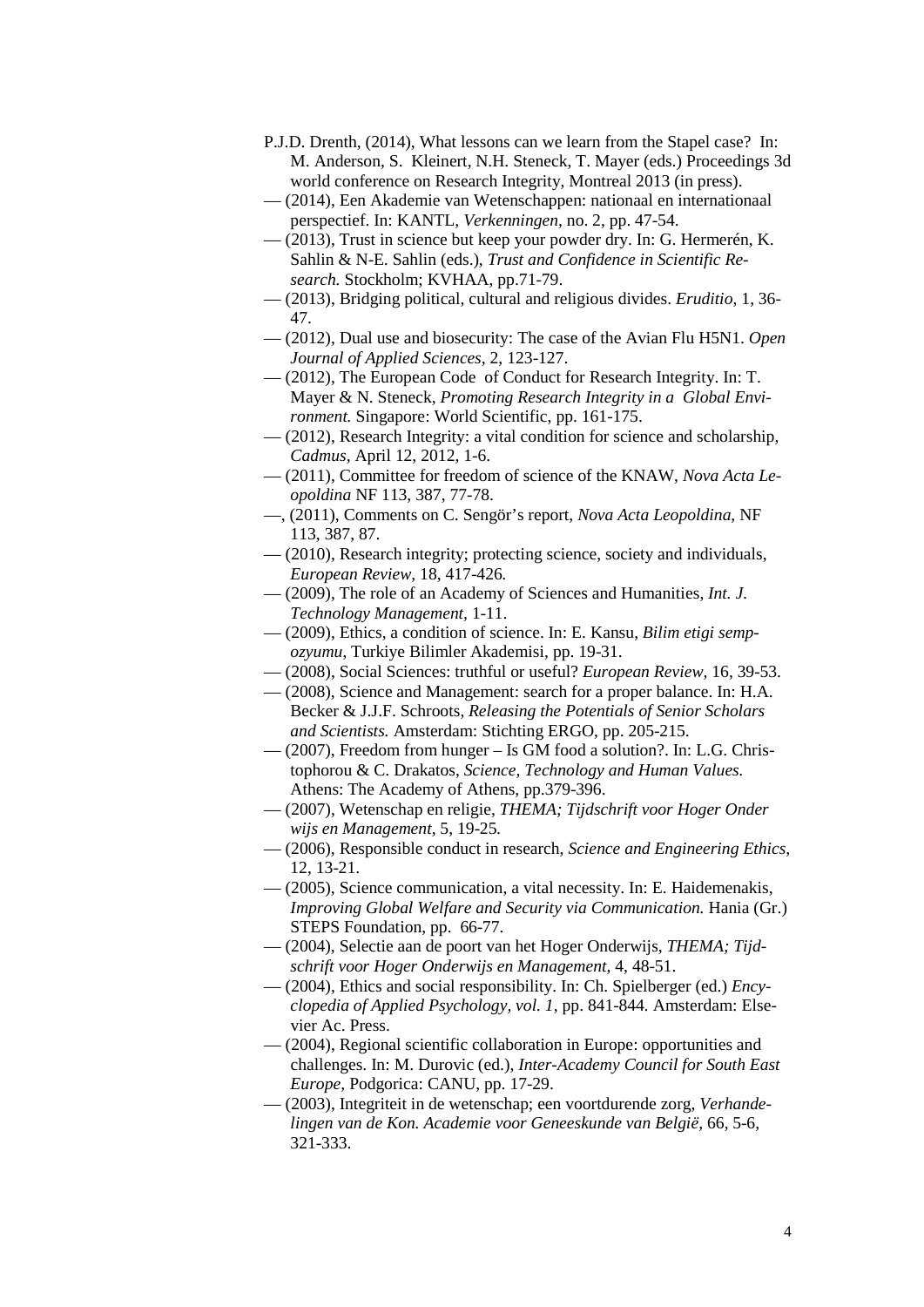P.J.D. Drenth, (2014), What lessons can we learn from the Stapel case? In: M. Anderson, S. Kleinert, N.H. Steneck, T. Mayer (eds.) Proceedings 3d world conference on Research Integrity, Montreal 2013 (in press).

— (2014), Een Akademie van Wetenschappen: nationaal en internationaal perspectief. In: KANTL, *Verkenningen*, no. 2, pp. 47-54.

— (2013), Trust in science but keep your powder dry. In: G. Hermerén, K. Sahlin & N-E. Sahlin (eds.), *Trust and Confidence in Scientific Research.* Stockholm; KVHAA, pp.71-79.

— (2013), Bridging political, cultural and religious divides. *Eruditio*, 1, 36-47.

— (2012), Dual use and biosecurity: The case of the Avian Flu H5N1. *Open Journal of Applied Sciences*, 2, 123-127.

— (2012), The European Code of Conduct for Research Integrity. In: T. Mayer & N. Steneck, *Promoting Research Integrity in a Global Environment.* Singapore: World Scientific, pp. 161-175.

— (2012), Research Integrity: a vital condition for science and scholarship, *Cadmus*, April 12, 2012, 1-6.

— (2011), Committee for freedom of science of the KNAW, *Nova Acta Leopoldina* NF 113, 387, 77-78.

—, (2011), Comments on C. Sengör's report, *Nova Acta Leopoldina,* NF 113, 387, 87.

— (2010), Research integrity; protecting science, society and individuals, *European Review*, 18, 417-426*.*

— (2009), The role of an Academy of Sciences and Humanities, *Int. J. Technology Management*, 1-11.

— (2009), Ethics, a condition of science. In: E. Kansu, *Bilim etigi sempozyumu*, Turkiye Bilimler Akademisi, pp. 19-31.

— (2008), Social Sciences: truthful or useful? *European Review,* 16, 39-53.

— (2008), Science and Management: search for a proper balance. In: H.A. Becker & J.J.F. Schroots, *Releasing the Potentials of Senior Scholars and Scientists.* Amsterdam: Stichting ERGO, pp. 205-215.

— (2007), Freedom from hunger – Is GM food a solution?. In: L.G. Christophorou & C. Drakatos, *Science, Technology and Human Values.* Athens: The Academy of Athens, pp.379-396.

— (2007), Wetenschap en religie, *THEMA; Tijdschrift voor Hoger Onderwijs en Management*, 5, 19-25*.*

— (2006), Responsible conduct in research, *Science and Engineering Ethics,* 12, 13-21.

— (2005), Science communication, a vital necessity. In: E. Haidemenakis, *Improving Global Welfare and Security via Communication.* Hania (Gr.) STEPS Foundation, pp. 66-77.

— (2004), Selectie aan de poort van het Hoger Onderwijs, *THEMA; Tijdschrift voor Hoger Onderwijs en Management*, 4, 48-51.

— (2004), Ethics and social responsibility. In: Ch. Spielberger (ed.) *Encyclopedia of Applied Psychology, vol. 1*, pp. 841-844. Amsterdam: Elsevier Ac. Press.

— (2004), Regional scientific collaboration in Europe: opportunities and challenges. In: M. Durovic (ed.), *Inter-Academy Council for South East Europe,* Podgorica: CANU, pp. 17-29.

— (2003), Integriteit in de wetenschap; een voortdurende zorg, *Verhandelingen van de Kon. Academie voor Geneeskunde van België,* 66, 5-6, 321-333.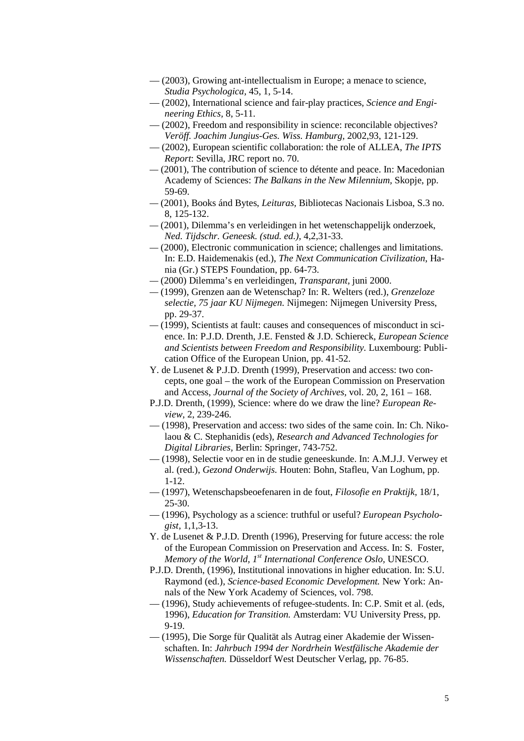— (2003), Growing ant-intellectualism in Europe; a menace to science, *Studia Psychologica,* 45, 1, 5-14.

— (2002), International science and fair-play practices, *Science and Engineering Ethics,* 8, 5-11.

— (2002), Freedom and responsibility in science: reconcilable objectives? *Veröff. Joachim Jungius-Ges. Wiss. Hamburg,* 2002,93, 121-129.

— (2002), European scientific collaboration: the role of ALLEA, *The IPTS Report*: Sevilla, JRC report no. 70.

— (2001), The contribution of science to détente and peace. In: Macedonian Academy of Sciences: *The Balkans in the New Milennium,* Skopje, pp. 59-69.

— (2001), Books ánd Bytes, *Leituras,* Bibliotecas Nacionais Lisboa, S.3 no. 8, 125-132.

— (2001), Dilemma's en verleidingen in het wetenschappelijk onderzoek, *Ned. Tijdschr. Geneesk. (stud. ed.),* 4,2,31-33.

— (2000), Electronic communication in science; challenges and limitations. In: E.D. Haidemenakis (ed.), *The Next Communication Civilization*, Hania (Gr.) STEPS Foundation, pp. 64-73.

— (2000) Dilemma's en verleidingen, *Transparant,* juni 2000.

— (1999), Grenzen aan de Wetenschap? In: R. Welters (red.), *Grenzeloze selectie, 75 jaar KU Nijmegen.* Nijmegen: Nijmegen University Press, pp. 29-37.

— (1999), Scientists at fault: causes and consequences of misconduct in science. In: P.J.D. Drenth, J.E. Fensted & J.D. Schiereck, *European Science and Scientists between Freedom and Responsibility.* Luxembourg: Publication Office of the European Union, pp. 41-52.

Y. de Lusenet & P.J.D. Drenth (1999), Preservation and access: two concepts, one goal – the work of the European Commission on Preservation and Access, *Journal of the Society of Archives,* vol. 20, 2, 161 – 168.

P.J.D. Drenth, (1999), Science: where do we draw the line? *European Review*, 2, 239-246.

— (1998), Preservation and access: two sides of the same coin. In: Ch. Nikolaou & C. Stephanidis (eds), *Research and Advanced Technologies for Digital Libraries,* Berlin: Springer, 743-752.

— (1998), Selectie voor en in de studie geneeskunde. In: A.M.J.J. Verwey et al. (red.), *Gezond Onderwijs.* Houten: Bohn, Stafleu, Van Loghum, pp. 1-12.

— (1997), Wetenschapsbeoefenaren in de fout, *Filosofie en Praktijk,* 18/1, 25-30.

— (1996), Psychology as a science: truthful or useful? *European Psychologist,* 1,1,3-13.

Y. de Lusenet & P.J.D. Drenth (1996), Preserving for future access: the role of the European Commission on Preservation and Access. In: S. Foster, *Memory of the World, 1st International Conference Oslo,* UNESCO.

P.J.D. Drenth, (1996), Institutional innovations in higher education. In: S.U. Raymond (ed.), *Science-based Economic Development.* New York: Annals of the New York Academy of Sciences, vol. 798.

— (1996), Study achievements of refugee-students. In: C.P. Smit et al. (eds, 1996), *Education for Transition.* Amsterdam: VU University Press, pp. 9-19.

— (1995), Die Sorge für Qualität als Autrag einer Akademie der Wissenschaften. In: *Jahrbuch 1994 der Nordrhein Westfälische Akademie der Wissenschaften.* Düsseldorf West Deutscher Verlag, pp. 76-85.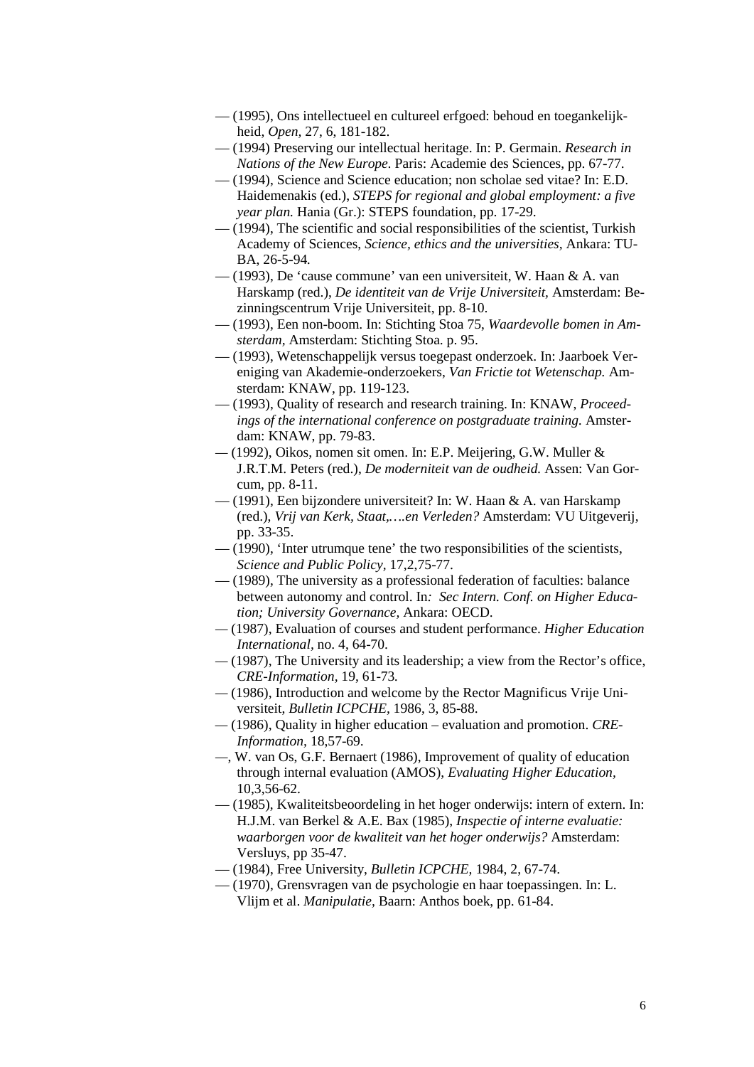— (1995), Ons intellectueel en cultureel erfgoed: behoud en toegankelijkheid, *Open*, 27, 6, 181-182.

— (1994) Preserving our intellectual heritage. In: P. Germain. *Research in Nations of the New Europe.* Paris: Academie des Sciences, pp. 67-77.

— (1994), Science and Science education; non scholae sed vitae? In: E.D. Haidemenakis (ed.), *STEPS for regional and global employment: a five year plan.* Hania (Gr.): STEPS foundation, pp. 17-29.

— (1994), The scientific and social responsibilities of the scientist, Turkish Academy of Sciences, *Science, ethics and the universities,* Ankara: TU-BA, 26-5-94.

— (1993), De 'cause commune' van een universiteit, W. Haan & A. van Harskamp (red.), *De identiteit van de Vrije Universiteit,* Amsterdam: Bezinningscentrum Vrije Universiteit, pp. 8-10.

— (1993), Een non-boom. In: Stichting Stoa 75, *Waardevolle bomen in Amsterdam*, Amsterdam: Stichting Stoa. p. 95.

— (1993), Wetenschappelijk versus toegepast onderzoek. In: Jaarboek Vereniging van Akademie-onderzoekers, *Van Frictie tot Wetenschap.* Amsterdam: KNAW, pp. 119-123.

— (1993), Quality of research and research training. In: KNAW, *Proceedings of the international conference on postgraduate training.* Amsterdam: KNAW, pp. 79-83.

— (1992), Oikos, nomen sit omen. In: E.P. Meijering, G.W. Muller & J.R.T.M. Peters (red.), *De moderniteit van de oudheid.* Assen: Van Gorcum, pp. 8-11.

— (1991), Een bijzondere universiteit? In: W. Haan & A. van Harskamp (red.), *Vrij van Kerk, Staat,….en Verleden?* Amsterdam: VU Uitgeverij, pp. 33-35.

— (1990), 'Inter utrumque tene' the two responsibilities of the scientists, *Science and Public Policy,* 17,2,75-77.

— (1989), The university as a professional federation of faculties: balance between autonomy and control. In*: Sec Intern. Conf. on Higher Education; University Governance,* Ankara: OECD.

— (1987), Evaluation of courses and student performance. *Higher Education International*, no. 4, 64-70.

— (1987), The University and its leadership; a view from the Rector's office, *CRE-Information*, 19, 61-73*.*

— (1986), Introduction and welcome by the Rector Magnificus Vrije Universiteit, *Bulletin ICPCHE,* 1986, 3, 85-88.

— (1986), Quality in higher education – evaluation and promotion. *CRE-Information,* 18,57-69.

—, W. van Os, G.F. Bernaert (1986), Improvement of quality of education through internal evaluation (AMOS), *Evaluating Higher Education*, 10,3,56-62.

— (1985), Kwaliteitsbeoordeling in het hoger onderwijs: intern of extern. In: H.J.M. van Berkel & A.E. Bax (1985), *Inspectie of interne evaluatie: waarborgen voor de kwaliteit van het hoger onderwijs?* Amsterdam: Versluys, pp 35-47.

— (1984), Free University, *Bulletin ICPCHE,* 1984, 2, 67-74.

— (1970), Grensvragen van de psychologie en haar toepassingen. In: L. Vlijm et al. *Manipulatie,* Baarn: Anthos boek, pp. 61-84.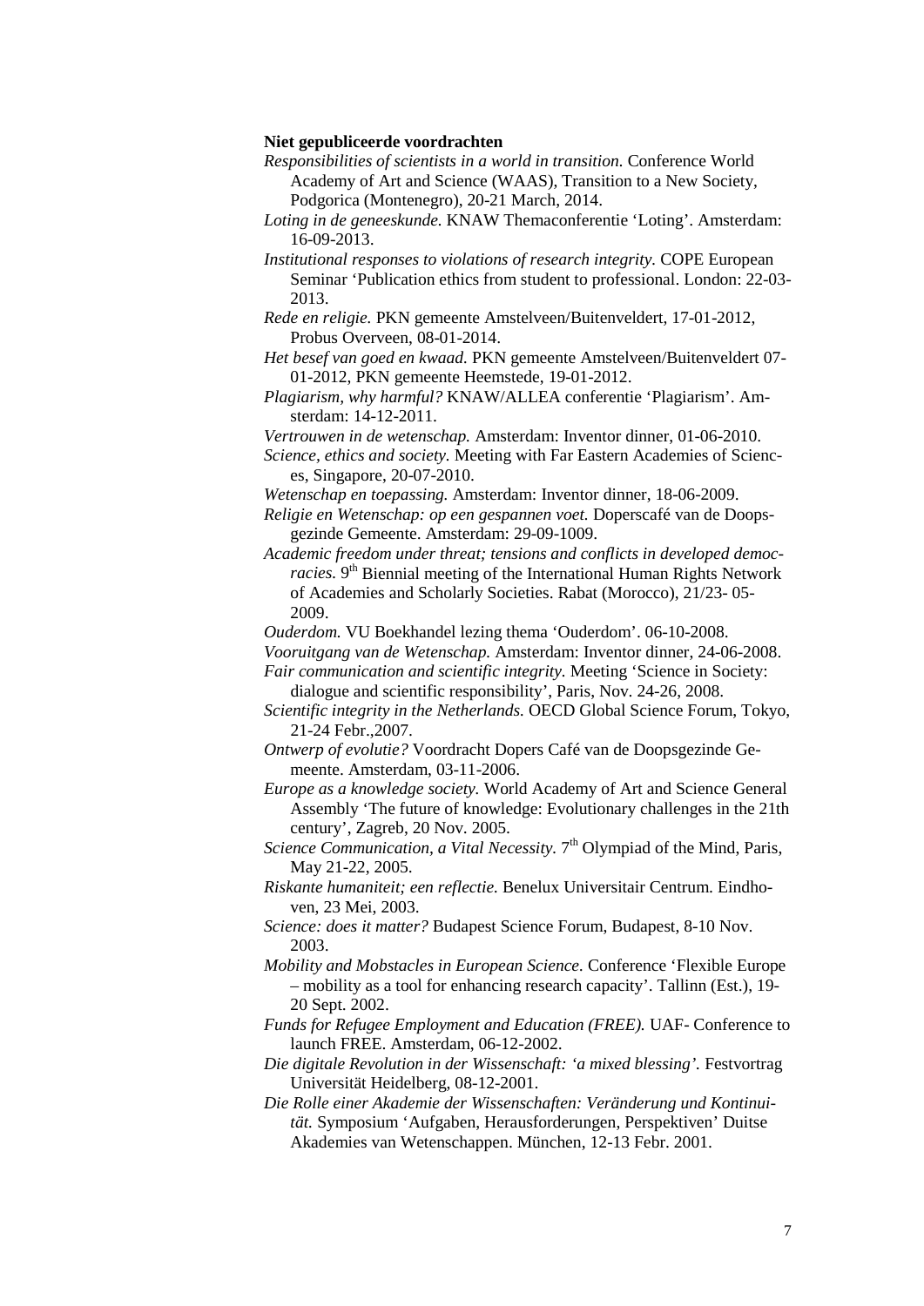**Niet gepubliceerde voordrachten**

*Responsibilities of scientists in a world in transition.* Conference World Academy of Art and Science (WAAS), Transition to a New Society, Podgorica (Montenegro), 20-21 March, 2014.

*Loting in de geneeskunde.* KNAW Themaconferentie 'Loting'. Amsterdam: 16-09-2013.

*Institutional responses to violations of research integrity.* COPE European Seminar 'Publication ethics from student to professional. London: 22-03-2013.

*Rede en religie.* PKN gemeente Amstelveen/Buitenveldert, 17-01-2012, Probus Overveen, 08-01-2014.

*Het besef van goed en kwaad.* PKN gemeente Amstelveen/Buitenveldert 07-01-2012, PKN gemeente Heemstede, 19-01-2012.

*Plagiarism, why harmful?* KNAW/ALLEA conferentie 'Plagiarism'. Amsterdam: 14-12-2011.

*Vertrouwen in de wetenschap.* Amsterdam: Inventor dinner, 01-06-2010.

*Science, ethics and society.* Meeting with Far Eastern Academies of Sciences, Singapore, 20-07-2010.

*Wetenschap en toepassing.* Amsterdam: Inventor dinner, 18-06-2009.

*Religie en Wetenschap: op een gespannen voet.* Doperscafé van de Doopsgezinde Gemeente. Amsterdam: 29-09-1009.

*Academic freedom under threat; tensions and conflicts in developed democracies.* 9th Biennial meeting of the International Human Rights Network of Academies and Scholarly Societies. Rabat (Morocco), 21/23- 05-2009.

*Ouderdom.* VU Boekhandel lezing thema 'Ouderdom'. 06-10-2008.

*Vooruitgang van de Wetenschap.* Amsterdam: Inventor dinner, 24-06-2008.

*Fair communication and scientific integrity.* Meeting 'Science in Society: dialogue and scientific responsibility', Paris, Nov. 24-26, 2008.

*Scientific integrity in the Netherlands.* OECD Global Science Forum, Tokyo, 21-24 Febr.,2007.

*Ontwerp of evolutie?* Voordracht Dopers Café van de Doopsgezinde Gemeente. Amsterdam, 03-11-2006.

*Europe as a knowledge society.* World Academy of Art and Science General Assembly 'The future of knowledge: Evolutionary challenges in the 21th century', Zagreb, 20 Nov. 2005.

*Science Communication, a Vital Necessity.* 7th Olympiad of the Mind, Paris, May 21-22, 2005.

*Riskante humaniteit; een reflectie.* Benelux Universitair Centrum. Eindhoven, 23 Mei, 2003.

*Science: does it matter?* Budapest Science Forum, Budapest, 8-10 Nov. 2003.

*Mobility and Mobstacles in European Science.* Conference 'Flexible Europe – mobility as a tool for enhancing research capacity'. Tallinn (Est.), 19-20 Sept. 2002.

*Funds for Refugee Employment and Education (FREE).* UAF- Conference to launch FREE. Amsterdam, 06-12-2002.

*Die digitale Revolution in der Wissenschaft: 'a mixed blessing'.* Festvortrag Universität Heidelberg, 08-12-2001.

*Die Rolle einer Akademie der Wissenschaften: Veränderung und Kontinuität.* Symposium 'Aufgaben, Herausforderungen, Perspektiven' Duitse Akademies van Wetenschappen. München, 12-13 Febr. 2001.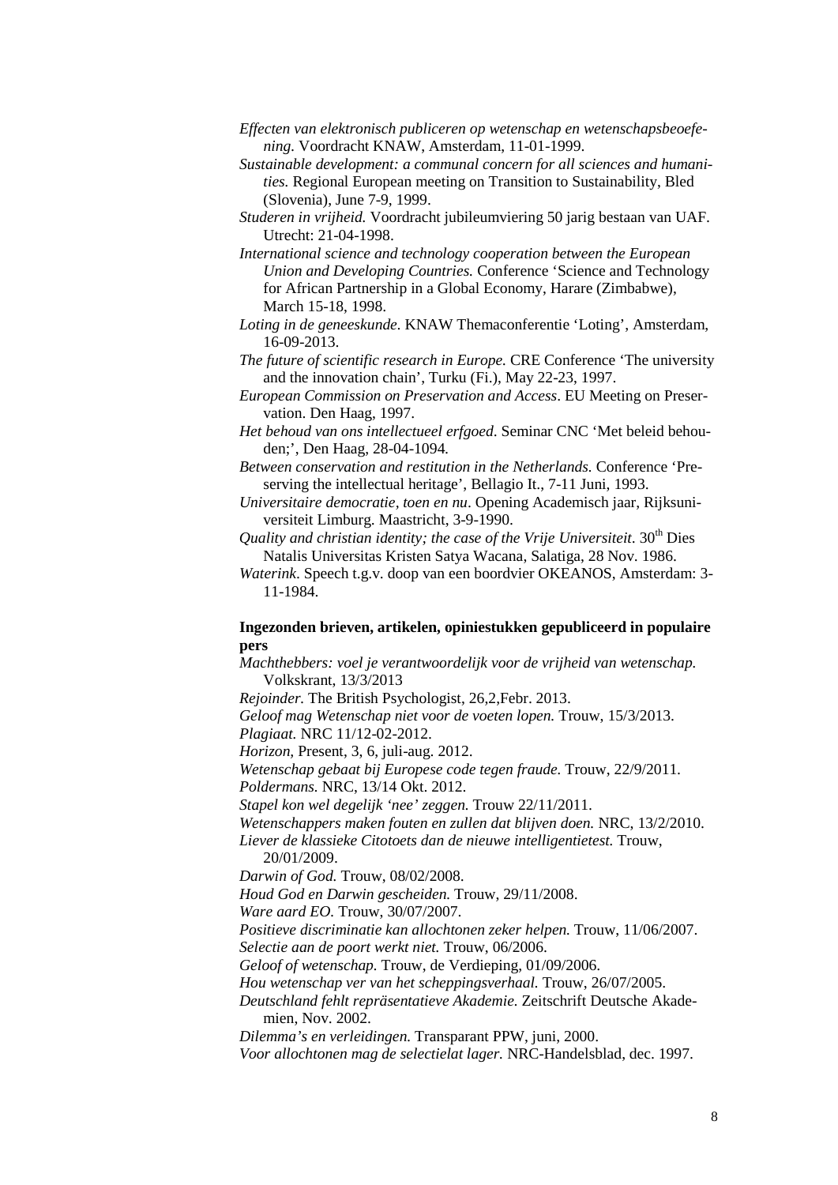*Effecten van elektronisch publiceren op wetenschap en wetenschapsbeoefening.* Voordracht KNAW, Amsterdam, 11-01-1999.

*Sustainable development: a communal concern for all sciences and humanities.* Regional European meeting on Transition to Sustainability, Bled (Slovenia), June 7-9, 1999.

*Studeren in vrijheid.* Voordracht jubileumviering 50 jarig bestaan van UAF. Utrecht: 21-04-1998.

*International science and technology cooperation between the European Union and Developing Countries.* Conference 'Science and Technology for African Partnership in a Global Economy, Harare (Zimbabwe), March 15-18, 1998.

*Loting in de geneeskunde.* KNAW Themaconferentie 'Loting', Amsterdam, 16-09-2013.

*The future of scientific research in Europe.* CRE Conference 'The university and the innovation chain', Turku (Fi.), May 22-23, 1997.

*European Commission on Preservation and Access*. EU Meeting on Preservation. Den Haag, 1997.

*Het behoud van ons intellectueel erfgoed*. Seminar CNC 'Met beleid behouden;', Den Haag, 28-04-1094.

*Between conservation and restitution in the Netherlands.* Conference 'Preserving the intellectual heritage', Bellagio It., 7-11 Juni, 1993.

*Universitaire democratie, toen en nu*. Opening Academisch jaar, Rijksuniversiteit Limburg. Maastricht, 3-9-1990.

*Quality and christian identity; the case of the Vrije Universiteit*. 30th Dies Natalis Universitas Kristen Satya Wacana, Salatiga, 28 Nov. 1986.

*Waterink*. Speech t.g.v. doop van een boordvier OKEANOS, Amsterdam: 3-11-1984.

**Ingezonden brieven, artikelen, opiniestukken gepubliceerd in populaire pers**

*Machthebbers: voel je verantwoordelijk voor de vrijheid van wetenschap.* Volkskrant, 13/3/2013

*Rejoinder.* The British Psychologist, 26,2,Febr. 2013.

*Geloof mag Wetenschap niet voor de voeten lopen.* Trouw, 15/3/2013.

*Plagiaat.* NRC 11/12-02-2012.

*Horizon,* Present, 3, 6, juli-aug. 2012.

*Wetenschap gebaat bij Europese code tegen fraude.* Trouw, 22/9/2011.

*Poldermans.* NRC, 13/14 Okt. 2012.

*Stapel kon wel degelijk 'nee' zeggen.* Trouw 22/11/2011.

*Wetenschappers maken fouten en zullen dat blijven doen.* NRC, 13/2/2010.

*Liever de klassieke Citotoets dan de nieuwe intelligentietest.* Trouw, 20/01/2009.

*Darwin of God.* Trouw, 08/02/2008.

*Houd God en Darwin gescheiden.* Trouw, 29/11/2008.

*Ware aard EO.* Trouw, 30/07/2007.

*Positieve discriminatie kan allochtonen zeker helpen.* Trouw, 11/06/2007.

*Selectie aan de poort werkt niet.* Trouw, 06/2006.

*Geloof of wetenschap.* Trouw, de Verdieping, 01/09/2006.

*Hou wetenschap ver van het scheppingsverhaal.* Trouw, 26/07/2005.

*Deutschland fehlt repräsentatieve Akademie.* Zeitschrift Deutsche Akademien, Nov. 2002.

*Dilemma's en verleidingen.* Transparant PPW, juni, 2000.

*Voor allochtonen mag de selectielat lager.* NRC-Handelsblad, dec. 1997.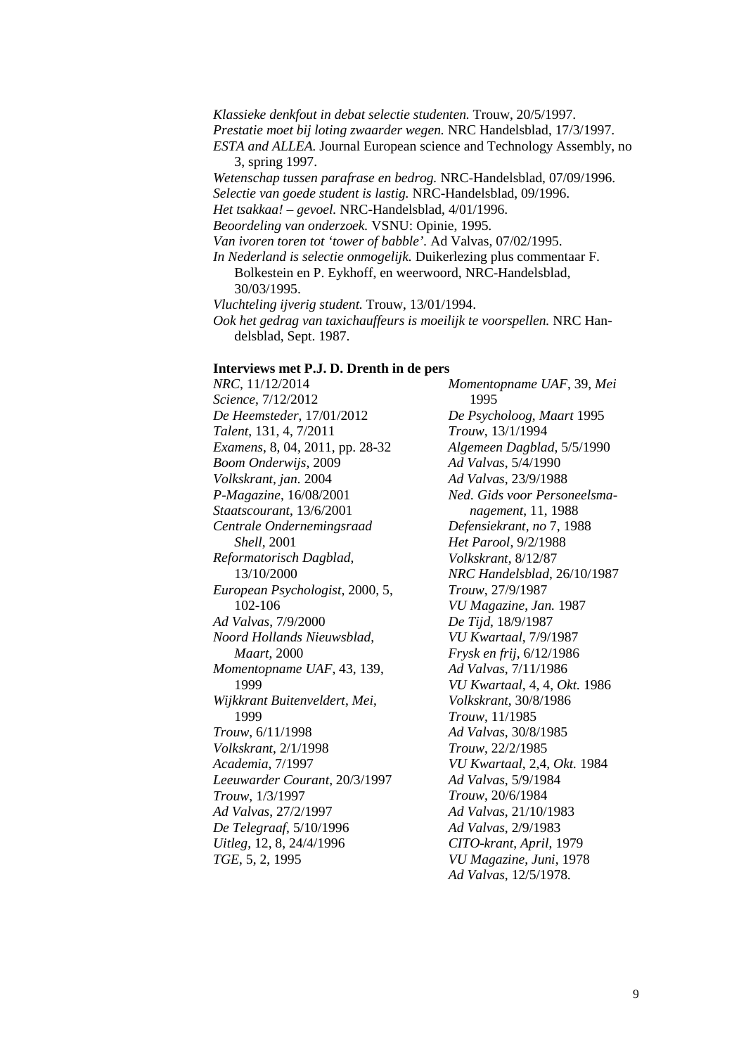*Klassieke denkfout in debat selectie studenten.* Trouw, 20/5/1997.
*Prestatie moet bij loting zwaarder wegen.* NRC Handelsblad, 17/3/1997.
*ESTA and ALLEA.* Journal European science and Technology Assembly, no 3, spring 1997.
*Wetenschap tussen parafrase en bedrog.* NRC-Handelsblad, 07/09/1996.
*Selectie van goede student is lastig.* NRC-Handelsblad, 09/1996.
*Het tsakkaa! – gevoel.* NRC-Handelsblad, 4/01/1996.
*Beoordeling van onderzoek.* VSNU: Opinie, 1995.
*Van ivoren toren tot 'tower of babble'.* Ad Valvas, 07/02/1995.
*In Nederland is selectie onmogelijk.* Duikerlezing plus commentaar F. Bolkestein en P. Eykhoff, en weerwoord, NRC-Handelsblad, 30/03/1995.
*Vluchteling ijverig student.* Trouw, 13/01/1994.
*Ook het gedrag van taxichauffeurs is moeilijk te voorspellen.* NRC Handelsblad, Sept. 1987.

**Interviews met P.J. D. Drenth in de pers**

*NRC*, 11/12/2014
*Science*, 7/12/2012
*De Heemsteder*, 17/01/2012
*Talent*, 131, 4, 7/2011
*Examens*, 8, 04, 2011, pp. 28-32
*Boom Onderwijs*, 2009
*Volkskrant*, *jan.* 2004
*P-Magazine*, 16/08/2001
*Staatscourant*, 13/6/2001
*Centrale Ondernemingsraad Shell*, 2001
*Reformatorisch Dagblad*, 13/10/2000
*European Psychologist*, 2000, 5, 102-106
*Ad Valvas*, 7/9/2000
*Noord Hollands Nieuwsblad*, *Maart*, 2000
*Momentopname UAF*, 43, 139, 1999
*Wijkkrant Buitenveldert*, *Mei*, 1999
*Trouw*, 6/11/1998
*Volkskrant*, 2/1/1998
*Academia*, 7/1997
*Leeuwarder Courant*, 20/3/1997
*Trouw*, 1/3/1997
*Ad Valvas*, 27/2/1997
*De Telegraaf*, 5/10/1996
*Uitleg*, 12, 8, 24/4/1996
*TGE*, 5, 2, 1995
*Momentopname UAF*, 39, *Mei* 1995
*De Psycholoog*, *Maart* 1995
*Trouw*, 13/1/1994
*Algemeen Dagblad*, 5/5/1990
*Ad Valvas*, 5/4/1990
*Ad Valvas*, 23/9/1988
*Ned. Gids voor Personeelsmanagement*, 11, 1988
*Defensiekrant*, *no* 7, 1988
*Het Parool*, 9/2/1988
*Volkskrant*, 8/12/87
*NRC Handelsblad*, 26/10/1987
*Trouw*, 27/9/1987
*VU Magazine*, *Jan.* 1987
*De Tijd*, 18/9/1987
*VU Kwartaal*, 7/9/1987
*Frysk en frij*, 6/12/1986
*Ad Valvas*, 7/11/1986
*VU Kwartaal*, 4, 4, *Okt.* 1986
*Volkskrant*, 30/8/1986
*Trouw*, 11/1985
*Ad Valvas*, 30/8/1985
*Trouw*, 22/2/1985
*VU Kwartaal*, 2,4, *Okt.* 1984
*Ad Valvas*, 5/9/1984
*Trouw*, 20/6/1984
*Ad Valvas*, 21/10/1983
*Ad Valvas*, 2/9/1983
*CITO-krant*, *April*, 1979
*VU Magazine*, *Juni*, 1978
*Ad Valvas*, 12/5/1978.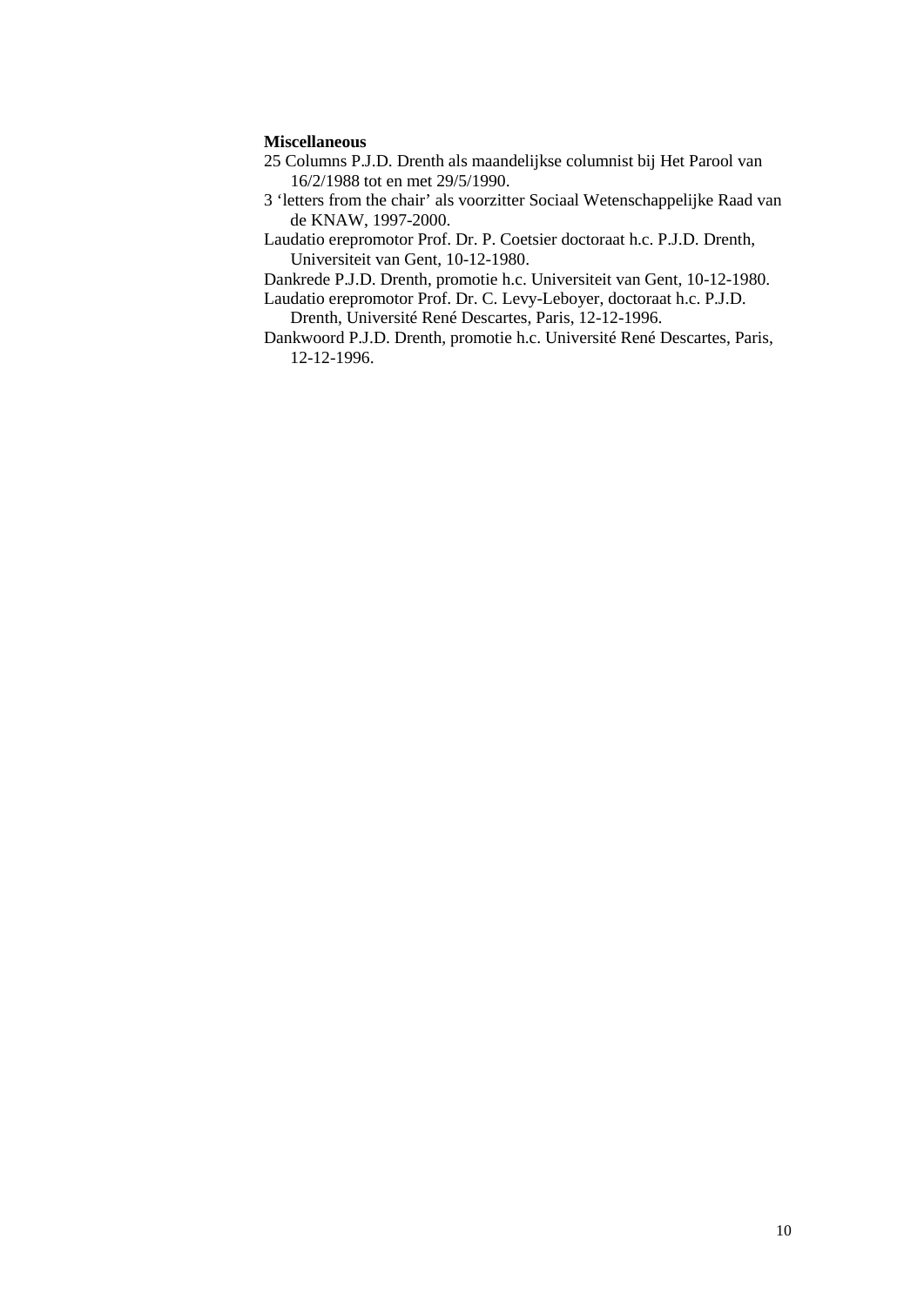**Miscellaneous**

25 Columns P.J.D. Drenth als maandelijkse columnist bij Het Parool van 16/2/1988 tot en met 29/5/1990.

3 ‘letters from the chair’ als voorzitter Sociaal Wetenschappelijke Raad van de KNAW, 1997-2000.

Laudatio erepromotor Prof. Dr. P. Coetsier doctoraat h.c. P.J.D. Drenth, Universiteit van Gent, 10-12-1980.

Dankrede P.J.D. Drenth, promotie h.c. Universiteit van Gent, 10-12-1980.

Laudatio erepromotor Prof. Dr. C. Levy-Leboyer, doctoraat h.c. P.J.D. Drenth, Université René Descartes, Paris, 12-12-1996.

Dankwoord P.J.D. Drenth, promotie h.c. Université René Descartes, Paris, 12-12-1996.